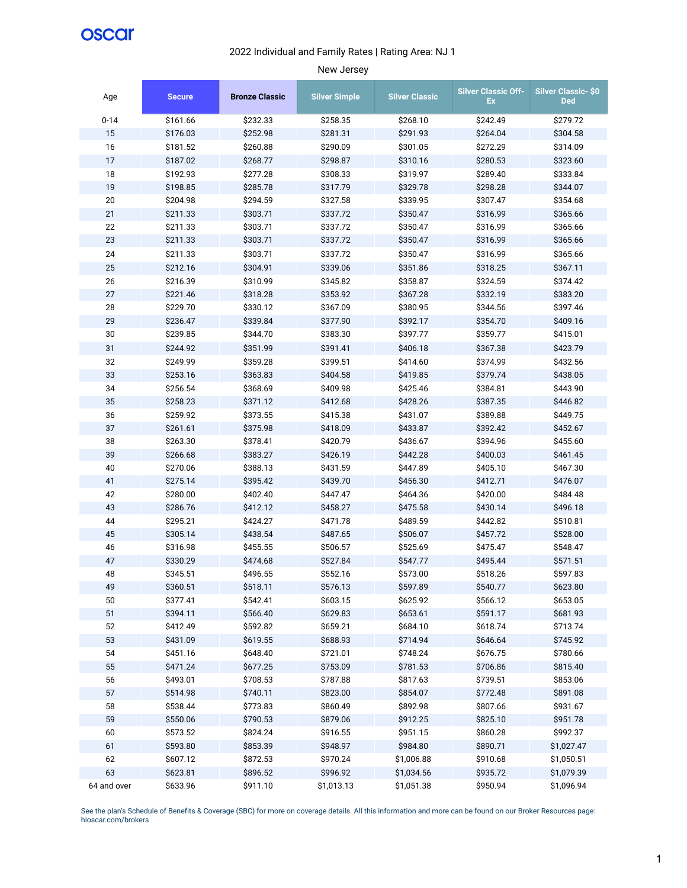oscar

2022 Individual and Family Rates | Rating Area: NJ 1

New Jersey

| Age | Secure | Bronze Classic | Silver Simple | Silver Classic | Silver Classic Off-Ex | Silver Classic- $0 Ded |
|---|---|---|---|---|---|---|
| 0-14 | $161.66 | $232.33 | $258.35 | $268.10 | $242.49 | $279.72 |
| 15 | $176.03 | $252.98 | $281.31 | $291.93 | $264.04 | $304.58 |
| 16 | $181.52 | $260.88 | $290.09 | $301.05 | $272.29 | $314.09 |
| 17 | $187.02 | $268.77 | $298.87 | $310.16 | $280.53 | $323.60 |
| 18 | $192.93 | $277.28 | $308.33 | $319.97 | $289.40 | $333.84 |
| 19 | $198.85 | $285.78 | $317.79 | $329.78 | $298.28 | $344.07 |
| 20 | $204.98 | $294.59 | $327.58 | $339.95 | $307.47 | $354.68 |
| 21 | $211.33 | $303.71 | $337.72 | $350.47 | $316.99 | $365.66 |
| 22 | $211.33 | $303.71 | $337.72 | $350.47 | $316.99 | $365.66 |
| 23 | $211.33 | $303.71 | $337.72 | $350.47 | $316.99 | $365.66 |
| 24 | $211.33 | $303.71 | $337.72 | $350.47 | $316.99 | $365.66 |
| 25 | $212.16 | $304.91 | $339.06 | $351.86 | $318.25 | $367.11 |
| 26 | $216.39 | $310.99 | $345.82 | $358.87 | $324.59 | $374.42 |
| 27 | $221.46 | $318.28 | $353.92 | $367.28 | $332.19 | $383.20 |
| 28 | $229.70 | $330.12 | $367.09 | $380.95 | $344.56 | $397.46 |
| 29 | $236.47 | $339.84 | $377.90 | $392.17 | $354.70 | $409.16 |
| 30 | $239.85 | $344.70 | $383.30 | $397.77 | $359.77 | $415.01 |
| 31 | $244.92 | $351.99 | $391.41 | $406.18 | $367.38 | $423.79 |
| 32 | $249.99 | $359.28 | $399.51 | $414.60 | $374.99 | $432.56 |
| 33 | $253.16 | $363.83 | $404.58 | $419.85 | $379.74 | $438.05 |
| 34 | $256.54 | $368.69 | $409.98 | $425.46 | $384.81 | $443.90 |
| 35 | $258.23 | $371.12 | $412.68 | $428.26 | $387.35 | $446.82 |
| 36 | $259.92 | $373.55 | $415.38 | $431.07 | $389.88 | $449.75 |
| 37 | $261.61 | $375.98 | $418.09 | $433.87 | $392.42 | $452.67 |
| 38 | $263.30 | $378.41 | $420.79 | $436.67 | $394.96 | $455.60 |
| 39 | $266.68 | $383.27 | $426.19 | $442.28 | $400.03 | $461.45 |
| 40 | $270.06 | $388.13 | $431.59 | $447.89 | $405.10 | $467.30 |
| 41 | $275.14 | $395.42 | $439.70 | $456.30 | $412.71 | $476.07 |
| 42 | $280.00 | $402.40 | $447.47 | $464.36 | $420.00 | $484.48 |
| 43 | $286.76 | $412.12 | $458.27 | $475.58 | $430.14 | $496.18 |
| 44 | $295.21 | $424.27 | $471.78 | $489.59 | $442.82 | $510.81 |
| 45 | $305.14 | $438.54 | $487.65 | $506.07 | $457.72 | $528.00 |
| 46 | $316.98 | $455.55 | $506.57 | $525.69 | $475.47 | $548.47 |
| 47 | $330.29 | $474.68 | $527.84 | $547.77 | $495.44 | $571.51 |
| 48 | $345.51 | $496.55 | $552.16 | $573.00 | $518.26 | $597.83 |
| 49 | $360.51 | $518.11 | $576.13 | $597.89 | $540.77 | $623.80 |
| 50 | $377.41 | $542.41 | $603.15 | $625.92 | $566.12 | $653.05 |
| 51 | $394.11 | $566.40 | $629.83 | $653.61 | $591.17 | $681.93 |
| 52 | $412.49 | $592.82 | $659.21 | $684.10 | $618.74 | $713.74 |
| 53 | $431.09 | $619.55 | $688.93 | $714.94 | $646.64 | $745.92 |
| 54 | $451.16 | $648.40 | $721.01 | $748.24 | $676.75 | $780.66 |
| 55 | $471.24 | $677.25 | $753.09 | $781.53 | $706.86 | $815.40 |
| 56 | $493.01 | $708.53 | $787.88 | $817.63 | $739.51 | $853.06 |
| 57 | $514.98 | $740.11 | $823.00 | $854.07 | $772.48 | $891.08 |
| 58 | $538.44 | $773.83 | $860.49 | $892.98 | $807.66 | $931.67 |
| 59 | $550.06 | $790.53 | $879.06 | $912.25 | $825.10 | $951.78 |
| 60 | $573.52 | $824.24 | $916.55 | $951.15 | $860.28 | $992.37 |
| 61 | $593.80 | $853.39 | $948.97 | $984.80 | $890.71 | $1,027.47 |
| 62 | $607.12 | $872.53 | $970.24 | $1,006.88 | $910.68 | $1,050.51 |
| 63 | $623.81 | $896.52 | $996.92 | $1,034.56 | $935.72 | $1,079.39 |
| 64 and over | $633.96 | $911.10 | $1,013.13 | $1,051.38 | $950.94 | $1,096.94 |

See the plan's Schedule of Benefits & Coverage (SBC) for more on coverage details. All this information and more can be found on our Broker Resources page: hioscar.com/brokers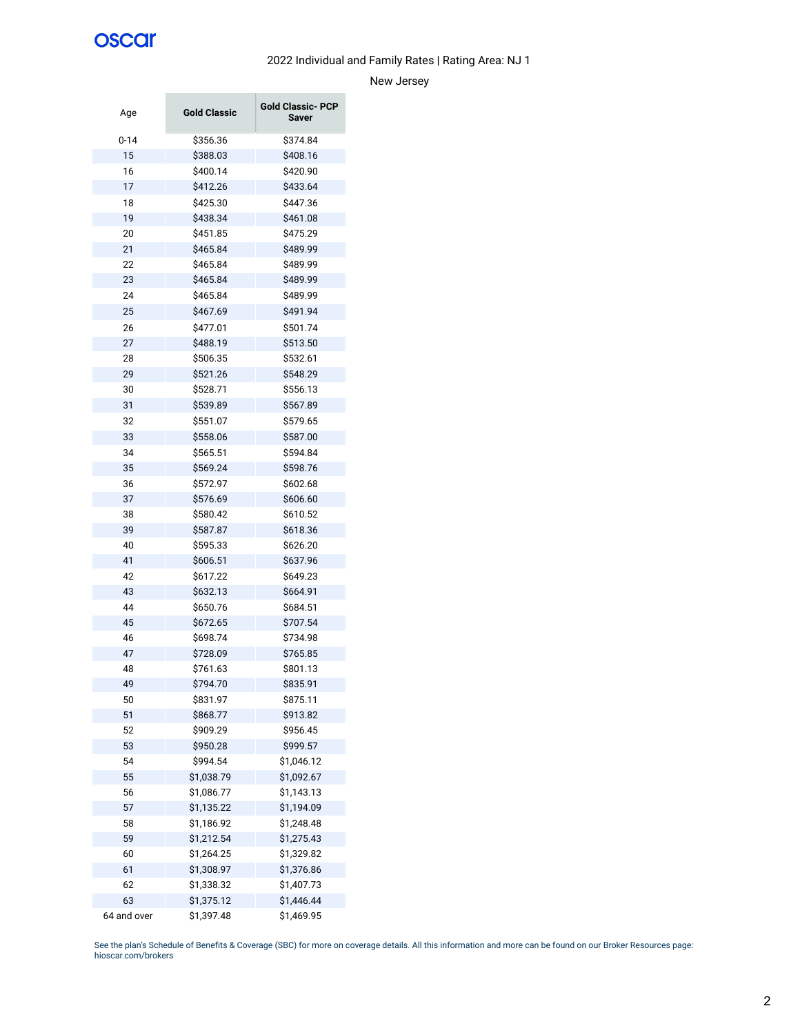oscar

2022 Individual and Family Rates | Rating Area: NJ 1

New Jersey

| Age | Gold Classic | Gold Classic- PCP Saver |
|---|---|---|
| 0-14 | $356.36 | $374.84 |
| 15 | $388.03 | $408.16 |
| 16 | $400.14 | $420.90 |
| 17 | $412.26 | $433.64 |
| 18 | $425.30 | $447.36 |
| 19 | $438.34 | $461.08 |
| 20 | $451.85 | $475.29 |
| 21 | $465.84 | $489.99 |
| 22 | $465.84 | $489.99 |
| 23 | $465.84 | $489.99 |
| 24 | $465.84 | $489.99 |
| 25 | $467.69 | $491.94 |
| 26 | $477.01 | $501.74 |
| 27 | $488.19 | $513.50 |
| 28 | $506.35 | $532.61 |
| 29 | $521.26 | $548.29 |
| 30 | $528.71 | $556.13 |
| 31 | $539.89 | $567.89 |
| 32 | $551.07 | $579.65 |
| 33 | $558.06 | $587.00 |
| 34 | $565.51 | $594.84 |
| 35 | $569.24 | $598.76 |
| 36 | $572.97 | $602.68 |
| 37 | $576.69 | $606.60 |
| 38 | $580.42 | $610.52 |
| 39 | $587.87 | $618.36 |
| 40 | $595.33 | $626.20 |
| 41 | $606.51 | $637.96 |
| 42 | $617.22 | $649.23 |
| 43 | $632.13 | $664.91 |
| 44 | $650.76 | $684.51 |
| 45 | $672.65 | $707.54 |
| 46 | $698.74 | $734.98 |
| 47 | $728.09 | $765.85 |
| 48 | $761.63 | $801.13 |
| 49 | $794.70 | $835.91 |
| 50 | $831.97 | $875.11 |
| 51 | $868.77 | $913.82 |
| 52 | $909.29 | $956.45 |
| 53 | $950.28 | $999.57 |
| 54 | $994.54 | $1,046.12 |
| 55 | $1,038.79 | $1,092.67 |
| 56 | $1,086.77 | $1,143.13 |
| 57 | $1,135.22 | $1,194.09 |
| 58 | $1,186.92 | $1,248.48 |
| 59 | $1,212.54 | $1,275.43 |
| 60 | $1,264.25 | $1,329.82 |
| 61 | $1,308.97 | $1,376.86 |
| 62 | $1,338.32 | $1,407.73 |
| 63 | $1,375.12 | $1,446.44 |
| 64 and over | $1,397.48 | $1,469.95 |

See the plan's Schedule of Benefits & Coverage (SBC) for more on coverage details. All this information and more can be found on our Broker Resources page: hioscar.com/brokers